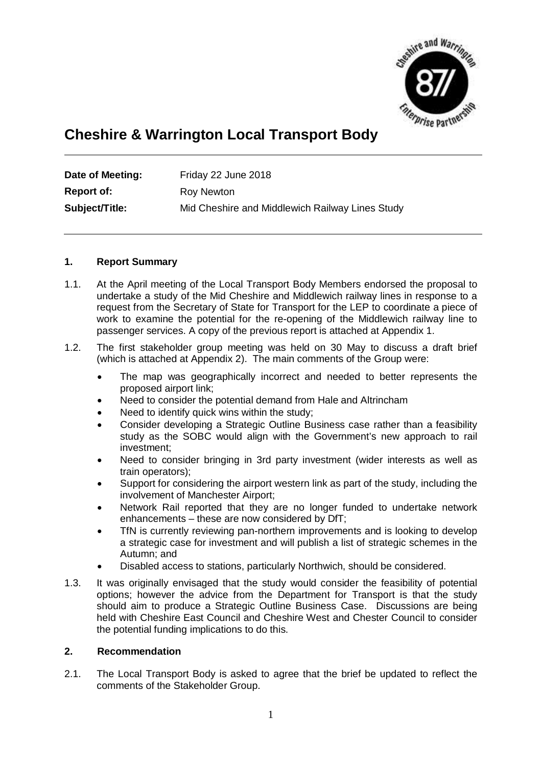# Cheshire & Warrington Local Transport Body

| | |
|---|---|
| **Date of Meeting:** | Friday 22 June 2018 |
| **Report of:** | Roy Newton |
| **Subject/Title:** | Mid Cheshire and Middlewich Railway Lines Study |

## 1. Report Summary

1.1. At the April meeting of the Local Transport Body Members endorsed the proposal to undertake a study of the Mid Cheshire and Middlewich railway lines in response to a request from the Secretary of State for Transport for the LEP to coordinate a piece of work to examine the potential for the re-opening of the Middlewich railway line to passenger services. A copy of the previous report is attached at Appendix 1.

1.2. The first stakeholder group meeting was held on 30 May to discuss a draft brief (which is attached at Appendix 2). The main comments of the Group were:

- The map was geographically incorrect and needed to better represents the proposed airport link;
- Need to consider the potential demand from Hale and Altrincham
- Need to identify quick wins within the study;
- Consider developing a Strategic Outline Business case rather than a feasibility study as the SOBC would align with the Government's new approach to rail investment;
- Need to consider bringing in 3rd party investment (wider interests as well as train operators);
- Support for considering the airport western link as part of the study, including the involvement of Manchester Airport;
- Network Rail reported that they are no longer funded to undertake network enhancements – these are now considered by DfT;
- TfN is currently reviewing pan-northern improvements and is looking to develop a strategic case for investment and will publish a list of strategic schemes in the Autumn; and
- Disabled access to stations, particularly Northwich, should be considered.

1.3. It was originally envisaged that the study would consider the feasibility of potential options; however the advice from the Department for Transport is that the study should aim to produce a Strategic Outline Business Case. Discussions are being held with Cheshire East Council and Cheshire West and Chester Council to consider the potential funding implications to do this.

## 2. Recommendation

2.1. The Local Transport Body is asked to agree that the brief be updated to reflect the comments of the Stakeholder Group.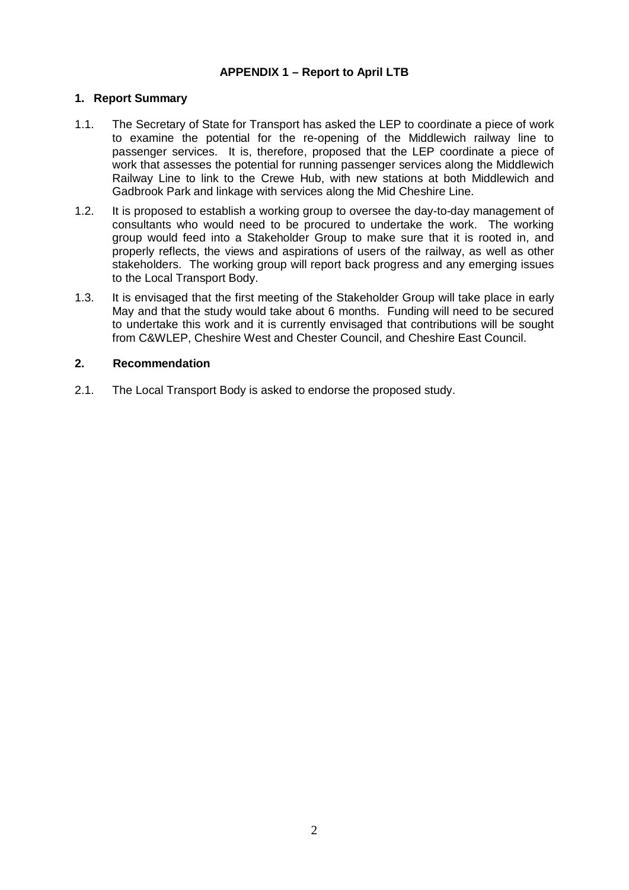**APPENDIX 1 – Report to April LTB**

## 1. Report Summary

1.1. The Secretary of State for Transport has asked the LEP to coordinate a piece of work to examine the potential for the re-opening of the Middlewich railway line to passenger services. It is, therefore, proposed that the LEP coordinate a piece of work that assesses the potential for running passenger services along the Middlewich Railway Line to link to the Crewe Hub, with new stations at both Middlewich and Gadbrook Park and linkage with services along the Mid Cheshire Line.

1.2. It is proposed to establish a working group to oversee the day-to-day management of consultants who would need to be procured to undertake the work. The working group would feed into a Stakeholder Group to make sure that it is rooted in, and properly reflects, the views and aspirations of users of the railway, as well as other stakeholders. The working group will report back progress and any emerging issues to the Local Transport Body.

1.3. It is envisaged that the first meeting of the Stakeholder Group will take place in early May and that the study would take about 6 months. Funding will need to be secured to undertake this work and it is currently envisaged that contributions will be sought from C&WLEP, Cheshire West and Chester Council, and Cheshire East Council.

## 2. Recommendation

2.1. The Local Transport Body is asked to endorse the proposed study.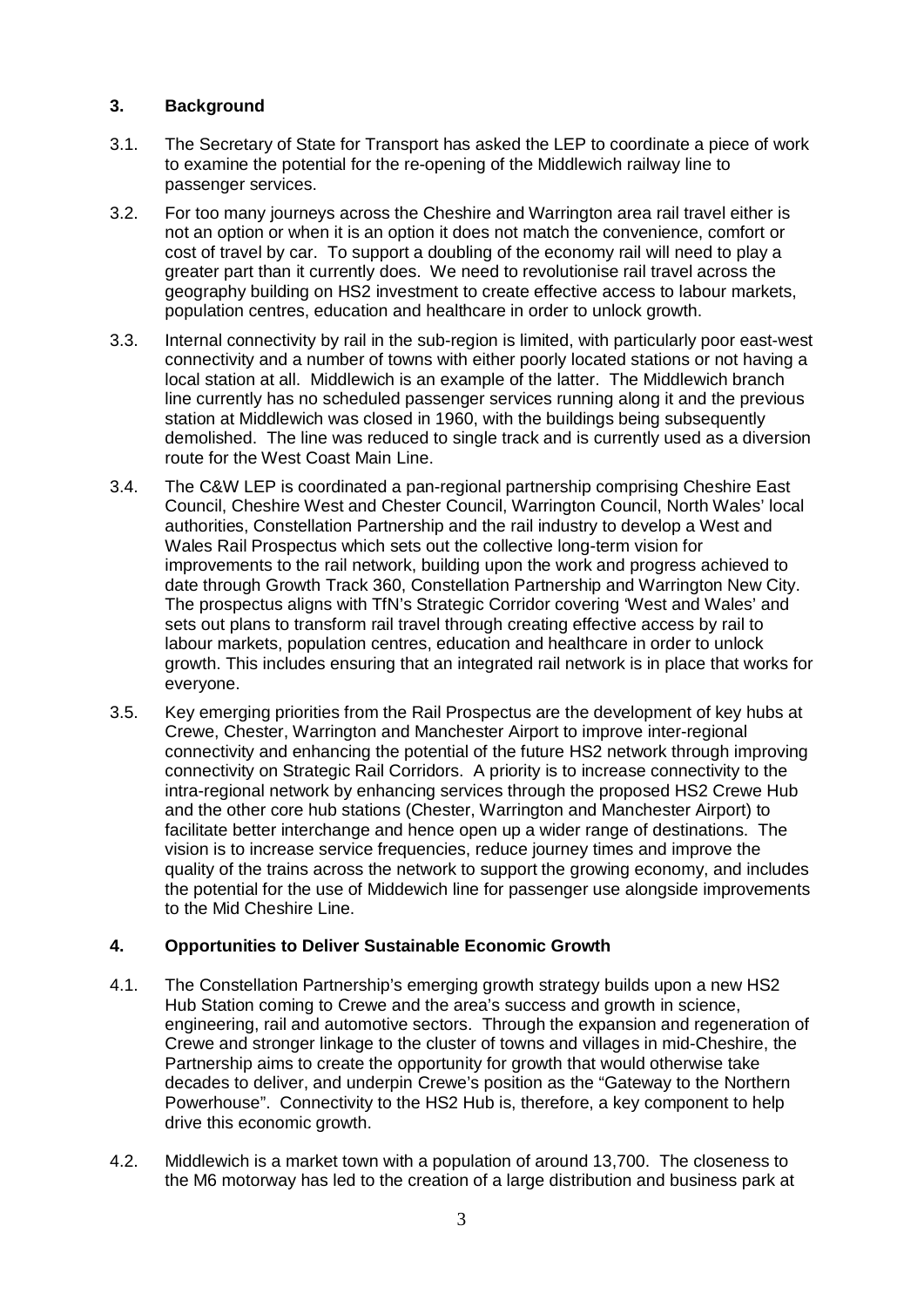## 3. Background

3.1. The Secretary of State for Transport has asked the LEP to coordinate a piece of work to examine the potential for the re-opening of the Middlewich railway line to passenger services.

3.2. For too many journeys across the Cheshire and Warrington area rail travel either is not an option or when it is an option it does not match the convenience, comfort or cost of travel by car. To support a doubling of the economy rail will need to play a greater part than it currently does. We need to revolutionise rail travel across the geography building on HS2 investment to create effective access to labour markets, population centres, education and healthcare in order to unlock growth.

3.3. Internal connectivity by rail in the sub-region is limited, with particularly poor east-west connectivity and a number of towns with either poorly located stations or not having a local station at all. Middlewich is an example of the latter. The Middlewich branch line currently has no scheduled passenger services running along it and the previous station at Middlewich was closed in 1960, with the buildings being subsequently demolished. The line was reduced to single track and is currently used as a diversion route for the West Coast Main Line.

3.4. The C&W LEP is coordinated a pan-regional partnership comprising Cheshire East Council, Cheshire West and Chester Council, Warrington Council, North Wales' local authorities, Constellation Partnership and the rail industry to develop a West and Wales Rail Prospectus which sets out the collective long-term vision for improvements to the rail network, building upon the work and progress achieved to date through Growth Track 360, Constellation Partnership and Warrington New City. The prospectus aligns with TfN's Strategic Corridor covering 'West and Wales' and sets out plans to transform rail travel through creating effective access by rail to labour markets, population centres, education and healthcare in order to unlock growth. This includes ensuring that an integrated rail network is in place that works for everyone.

3.5. Key emerging priorities from the Rail Prospectus are the development of key hubs at Crewe, Chester, Warrington and Manchester Airport to improve inter-regional connectivity and enhancing the potential of the future HS2 network through improving connectivity on Strategic Rail Corridors. A priority is to increase connectivity to the intra-regional network by enhancing services through the proposed HS2 Crewe Hub and the other core hub stations (Chester, Warrington and Manchester Airport) to facilitate better interchange and hence open up a wider range of destinations. The vision is to increase service frequencies, reduce journey times and improve the quality of the trains across the network to support the growing economy, and includes the potential for the use of Middewich line for passenger use alongside improvements to the Mid Cheshire Line.

## 4. Opportunities to Deliver Sustainable Economic Growth

4.1. The Constellation Partnership's emerging growth strategy builds upon a new HS2 Hub Station coming to Crewe and the area's success and growth in science, engineering, rail and automotive sectors. Through the expansion and regeneration of Crewe and stronger linkage to the cluster of towns and villages in mid-Cheshire, the Partnership aims to create the opportunity for growth that would otherwise take decades to deliver, and underpin Crewe's position as the "Gateway to the Northern Powerhouse". Connectivity to the HS2 Hub is, therefore, a key component to help drive this economic growth.

4.2. Middlewich is a market town with a population of around 13,700. The closeness to the M6 motorway has led to the creation of a large distribution and business park at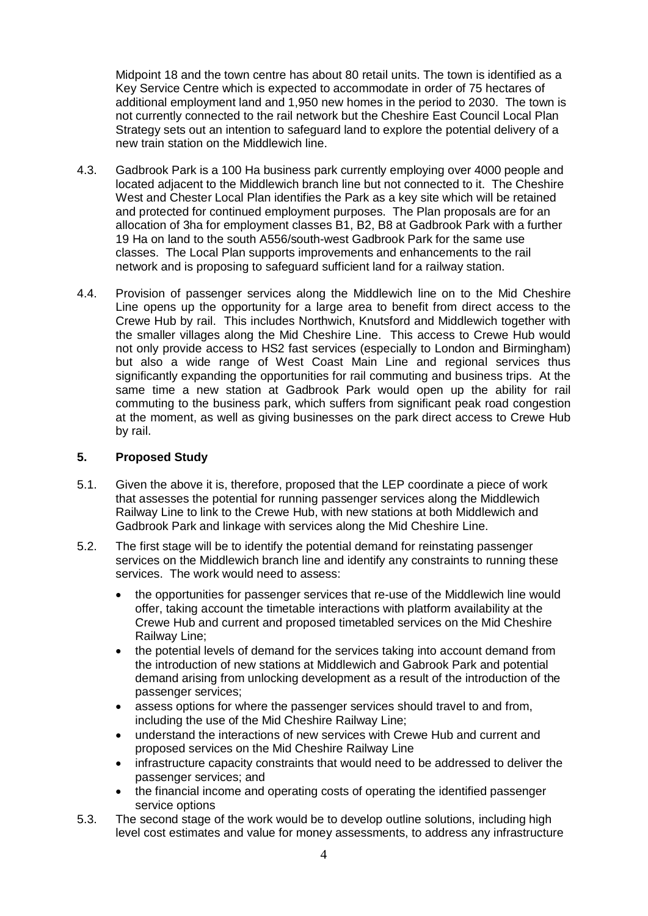Midpoint 18 and the town centre has about 80 retail units. The town is identified as a Key Service Centre which is expected to accommodate in order of 75 hectares of additional employment land and 1,950 new homes in the period to 2030. The town is not currently connected to the rail network but the Cheshire East Council Local Plan Strategy sets out an intention to safeguard land to explore the potential delivery of a new train station on the Middlewich line.

4.3. Gadbrook Park is a 100 Ha business park currently employing over 4000 people and located adjacent to the Middlewich branch line but not connected to it. The Cheshire West and Chester Local Plan identifies the Park as a key site which will be retained and protected for continued employment purposes. The Plan proposals are for an allocation of 3ha for employment classes B1, B2, B8 at Gadbrook Park with a further 19 Ha on land to the south A556/south-west Gadbrook Park for the same use classes. The Local Plan supports improvements and enhancements to the rail network and is proposing to safeguard sufficient land for a railway station.

4.4. Provision of passenger services along the Middlewich line on to the Mid Cheshire Line opens up the opportunity for a large area to benefit from direct access to the Crewe Hub by rail. This includes Northwich, Knutsford and Middlewich together with the smaller villages along the Mid Cheshire Line. This access to Crewe Hub would not only provide access to HS2 fast services (especially to London and Birmingham) but also a wide range of West Coast Main Line and regional services thus significantly expanding the opportunities for rail commuting and business trips. At the same time a new station at Gadbrook Park would open up the ability for rail commuting to the business park, which suffers from significant peak road congestion at the moment, as well as giving businesses on the park direct access to Crewe Hub by rail.

## 5. Proposed Study

5.1. Given the above it is, therefore, proposed that the LEP coordinate a piece of work that assesses the potential for running passenger services along the Middlewich Railway Line to link to the Crewe Hub, with new stations at both Middlewich and Gadbrook Park and linkage with services along the Mid Cheshire Line.

5.2. The first stage will be to identify the potential demand for reinstating passenger services on the Middlewich branch line and identify any constraints to running these services. The work would need to assess:

- the opportunities for passenger services that re-use of the Middlewich line would offer, taking account the timetable interactions with platform availability at the Crewe Hub and current and proposed timetabled services on the Mid Cheshire Railway Line;
- the potential levels of demand for the services taking into account demand from the introduction of new stations at Middlewich and Gabrook Park and potential demand arising from unlocking development as a result of the introduction of the passenger services;
- assess options for where the passenger services should travel to and from, including the use of the Mid Cheshire Railway Line;
- understand the interactions of new services with Crewe Hub and current and proposed services on the Mid Cheshire Railway Line
- infrastructure capacity constraints that would need to be addressed to deliver the passenger services; and
- the financial income and operating costs of operating the identified passenger service options

5.3. The second stage of the work would be to develop outline solutions, including high level cost estimates and value for money assessments, to address any infrastructure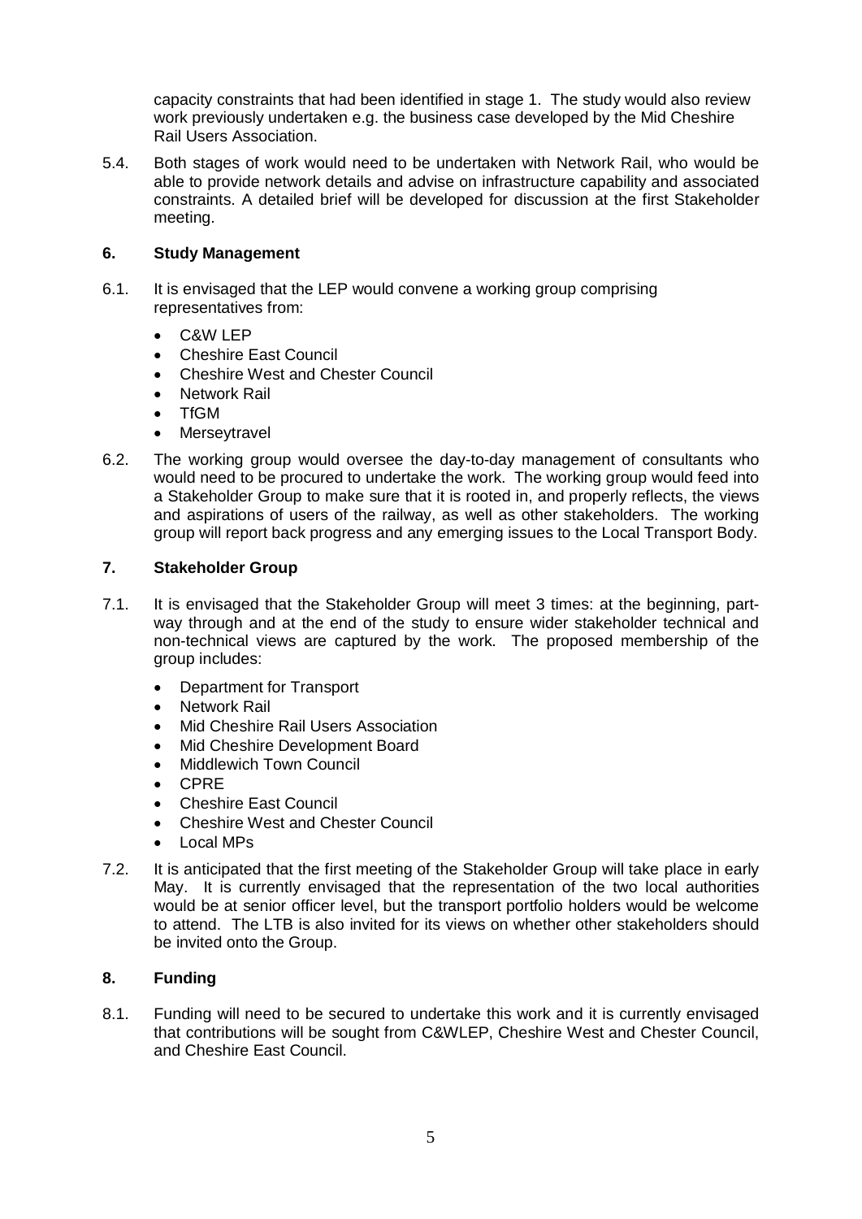capacity constraints that had been identified in stage 1. The study would also review work previously undertaken e.g. the business case developed by the Mid Cheshire Rail Users Association.

5.4. Both stages of work would need to be undertaken with Network Rail, who would be able to provide network details and advise on infrastructure capability and associated constraints. A detailed brief will be developed for discussion at the first Stakeholder meeting.

## 6. Study Management

6.1. It is envisaged that the LEP would convene a working group comprising representatives from:

- C&W LEP
- Cheshire East Council
- Cheshire West and Chester Council
- Network Rail
- TfGM
- Merseytravel

6.2. The working group would oversee the day-to-day management of consultants who would need to be procured to undertake the work. The working group would feed into a Stakeholder Group to make sure that it is rooted in, and properly reflects, the views and aspirations of users of the railway, as well as other stakeholders. The working group will report back progress and any emerging issues to the Local Transport Body.

## 7. Stakeholder Group

7.1. It is envisaged that the Stakeholder Group will meet 3 times: at the beginning, part-way through and at the end of the study to ensure wider stakeholder technical and non-technical views are captured by the work. The proposed membership of the group includes:

- Department for Transport
- Network Rail
- Mid Cheshire Rail Users Association
- Mid Cheshire Development Board
- Middlewich Town Council
- CPRE
- Cheshire East Council
- Cheshire West and Chester Council
- Local MPs

7.2. It is anticipated that the first meeting of the Stakeholder Group will take place in early May. It is currently envisaged that the representation of the two local authorities would be at senior officer level, but the transport portfolio holders would be welcome to attend. The LTB is also invited for its views on whether other stakeholders should be invited onto the Group.

## 8. Funding

8.1. Funding will need to be secured to undertake this work and it is currently envisaged that contributions will be sought from C&WLEP, Cheshire West and Chester Council, and Cheshire East Council.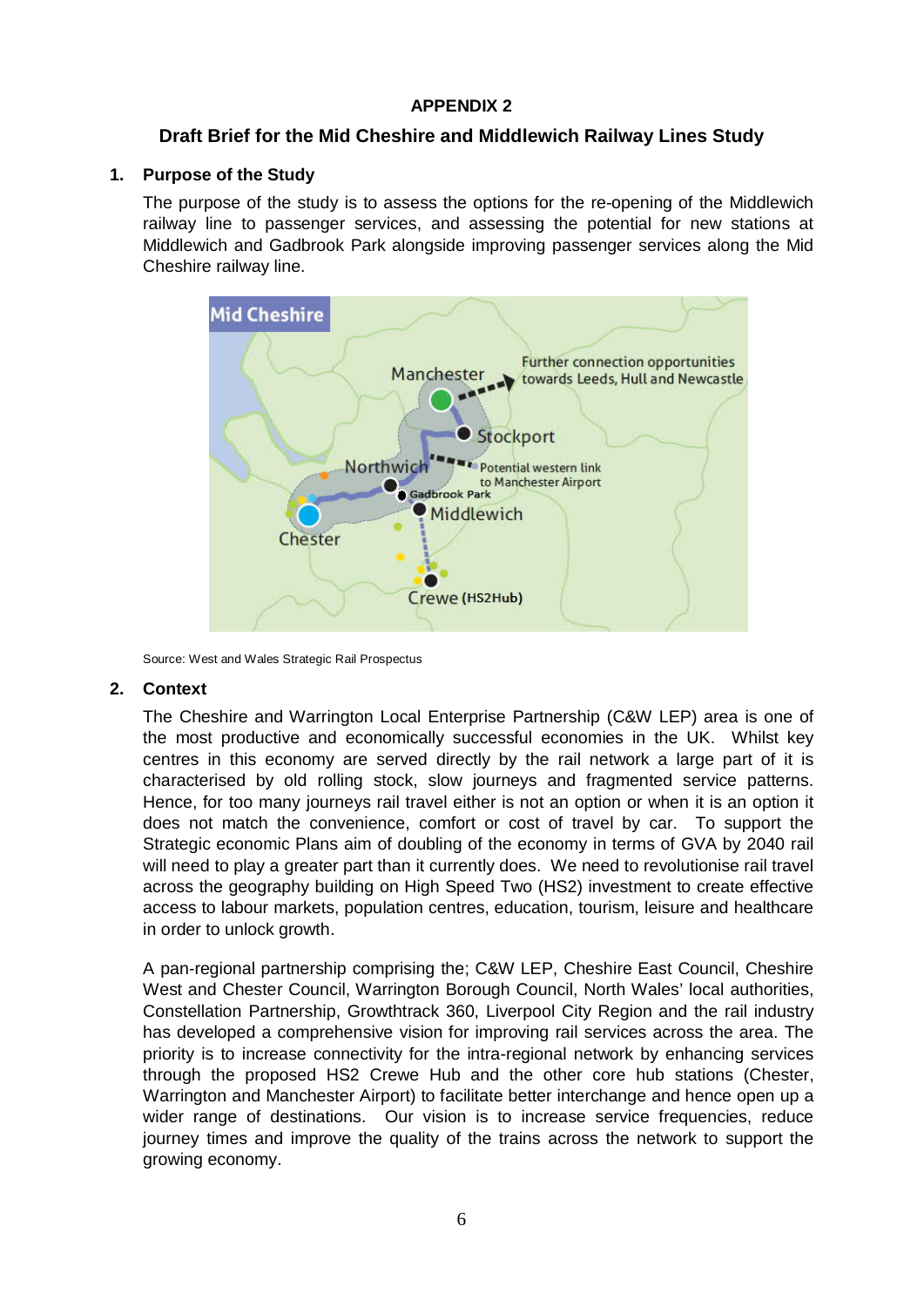**APPENDIX 2**

## Draft Brief for the Mid Cheshire and Middlewich Railway Lines Study

### 1. Purpose of the Study

The purpose of the study is to assess the options for the re-opening of the Middlewich railway line to passenger services, and assessing the potential for new stations at Middlewich and Gadbrook Park alongside improving passenger services along the Mid Cheshire railway line.

Source: West and Wales Strategic Rail Prospectus

### 2. Context

The Cheshire and Warrington Local Enterprise Partnership (C&W LEP) area is one of the most productive and economically successful economies in the UK. Whilst key centres in this economy are served directly by the rail network a large part of it is characterised by old rolling stock, slow journeys and fragmented service patterns. Hence, for too many journeys rail travel either is not an option or when it is an option it does not match the convenience, comfort or cost of travel by car. To support the Strategic economic Plans aim of doubling of the economy in terms of GVA by 2040 rail will need to play a greater part than it currently does. We need to revolutionise rail travel across the geography building on High Speed Two (HS2) investment to create effective access to labour markets, population centres, education, tourism, leisure and healthcare in order to unlock growth.

A pan-regional partnership comprising the; C&W LEP, Cheshire East Council, Cheshire West and Chester Council, Warrington Borough Council, North Wales' local authorities, Constellation Partnership, Growthtrack 360, Liverpool City Region and the rail industry has developed a comprehensive vision for improving rail services across the area. The priority is to increase connectivity for the intra-regional network by enhancing services through the proposed HS2 Crewe Hub and the other core hub stations (Chester, Warrington and Manchester Airport) to facilitate better interchange and hence open up a wider range of destinations. Our vision is to increase service frequencies, reduce journey times and improve the quality of the trains across the network to support the growing economy.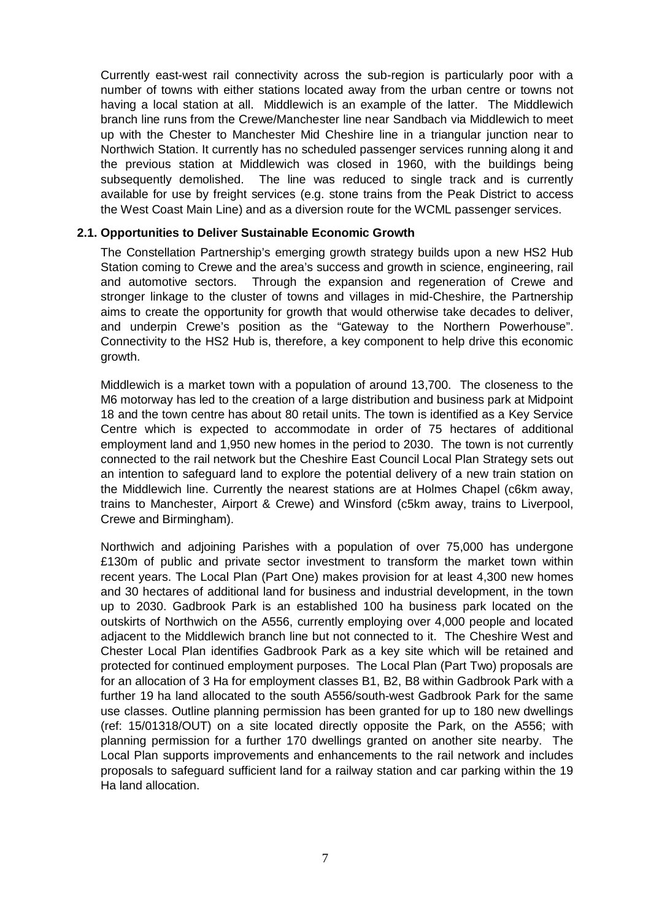Currently east-west rail connectivity across the sub-region is particularly poor with a number of towns with either stations located away from the urban centre or towns not having a local station at all. Middlewich is an example of the latter. The Middlewich branch line runs from the Crewe/Manchester line near Sandbach via Middlewich to meet up with the Chester to Manchester Mid Cheshire line in a triangular junction near to Northwich Station. It currently has no scheduled passenger services running along it and the previous station at Middlewich was closed in 1960, with the buildings being subsequently demolished. The line was reduced to single track and is currently available for use by freight services (e.g. stone trains from the Peak District to access the West Coast Main Line) and as a diversion route for the WCML passenger services.

### 2.1. Opportunities to Deliver Sustainable Economic Growth

The Constellation Partnership's emerging growth strategy builds upon a new HS2 Hub Station coming to Crewe and the area's success and growth in science, engineering, rail and automotive sectors. Through the expansion and regeneration of Crewe and stronger linkage to the cluster of towns and villages in mid-Cheshire, the Partnership aims to create the opportunity for growth that would otherwise take decades to deliver, and underpin Crewe's position as the "Gateway to the Northern Powerhouse". Connectivity to the HS2 Hub is, therefore, a key component to help drive this economic growth.

Middlewich is a market town with a population of around 13,700. The closeness to the M6 motorway has led to the creation of a large distribution and business park at Midpoint 18 and the town centre has about 80 retail units. The town is identified as a Key Service Centre which is expected to accommodate in order of 75 hectares of additional employment land and 1,950 new homes in the period to 2030. The town is not currently connected to the rail network but the Cheshire East Council Local Plan Strategy sets out an intention to safeguard land to explore the potential delivery of a new train station on the Middlewich line. Currently the nearest stations are at Holmes Chapel (c6km away, trains to Manchester, Airport & Crewe) and Winsford (c5km away, trains to Liverpool, Crewe and Birmingham).

Northwich and adjoining Parishes with a population of over 75,000 has undergone £130m of public and private sector investment to transform the market town within recent years. The Local Plan (Part One) makes provision for at least 4,300 new homes and 30 hectares of additional land for business and industrial development, in the town up to 2030. Gadbrook Park is an established 100 ha business park located on the outskirts of Northwich on the A556, currently employing over 4,000 people and located adjacent to the Middlewich branch line but not connected to it. The Cheshire West and Chester Local Plan identifies Gadbrook Park as a key site which will be retained and protected for continued employment purposes. The Local Plan (Part Two) proposals are for an allocation of 3 Ha for employment classes B1, B2, B8 within Gadbrook Park with a further 19 ha land allocated to the south A556/south-west Gadbrook Park for the same use classes. Outline planning permission has been granted for up to 180 new dwellings (ref: 15/01318/OUT) on a site located directly opposite the Park, on the A556; with planning permission for a further 170 dwellings granted on another site nearby. The Local Plan supports improvements and enhancements to the rail network and includes proposals to safeguard sufficient land for a railway station and car parking within the 19 Ha land allocation.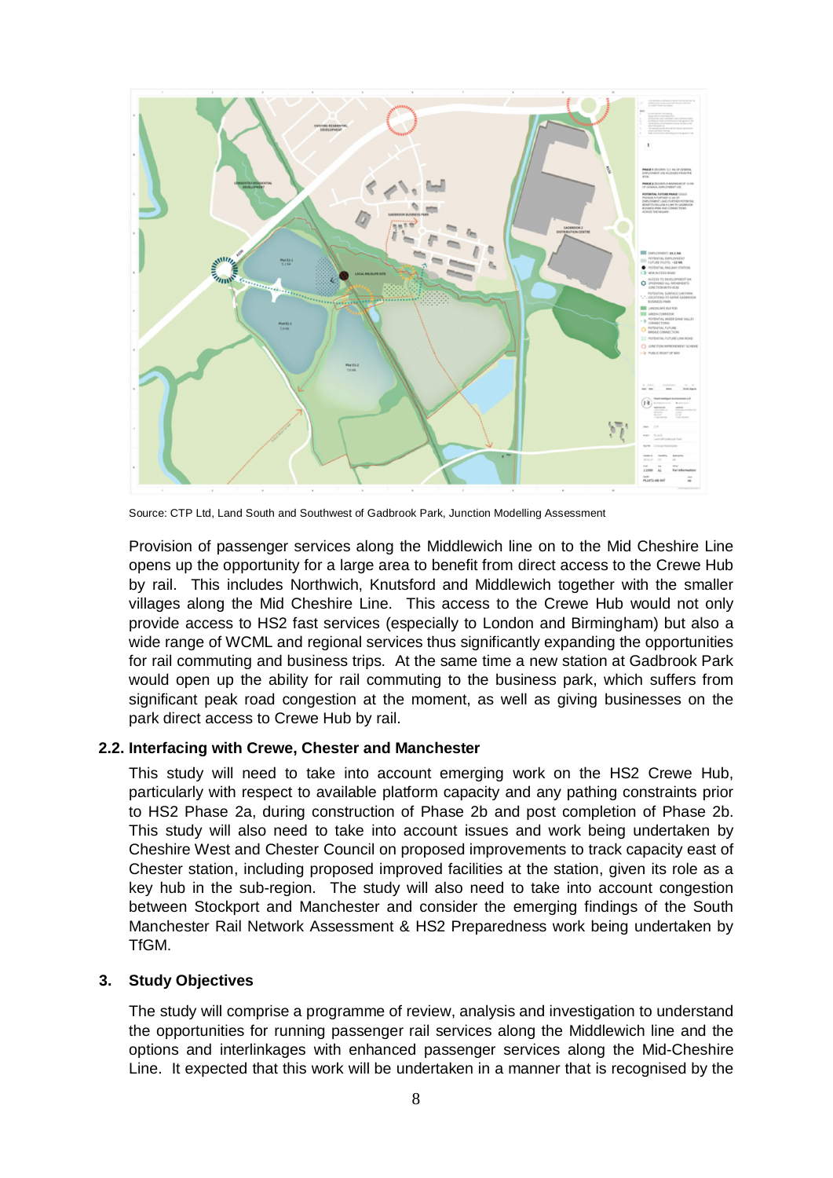Source: CTP Ltd, Land South and Southwest of Gadbrook Park, Junction Modelling Assessment

Provision of passenger services along the Middlewich line on to the Mid Cheshire Line opens up the opportunity for a large area to benefit from direct access to the Crewe Hub by rail. This includes Northwich, Knutsford and Middlewich together with the smaller villages along the Mid Cheshire Line. This access to the Crewe Hub would not only provide access to HS2 fast services (especially to London and Birmingham) but also a wide range of WCML and regional services thus significantly expanding the opportunities for rail commuting and business trips. At the same time a new station at Gadbrook Park would open up the ability for rail commuting to the business park, which suffers from significant peak road congestion at the moment, as well as giving businesses on the park direct access to Crewe Hub by rail.

### 2.2. Interfacing with Crewe, Chester and Manchester

This study will need to take into account emerging work on the HS2 Crewe Hub, particularly with respect to available platform capacity and any pathing constraints prior to HS2 Phase 2a, during construction of Phase 2b and post completion of Phase 2b. This study will also need to take into account issues and work being undertaken by Cheshire West and Chester Council on proposed improvements to track capacity east of Chester station, including proposed improved facilities at the station, given its role as a key hub in the sub-region. The study will also need to take into account congestion between Stockport and Manchester and consider the emerging findings of the South Manchester Rail Network Assessment & HS2 Preparedness work being undertaken by TfGM.

## 3. Study Objectives

The study will comprise a programme of review, analysis and investigation to understand the opportunities for running passenger rail services along the Middlewich line and the options and interlinkages with enhanced passenger services along the Mid-Cheshire Line. It expected that this work will be undertaken in a manner that is recognised by the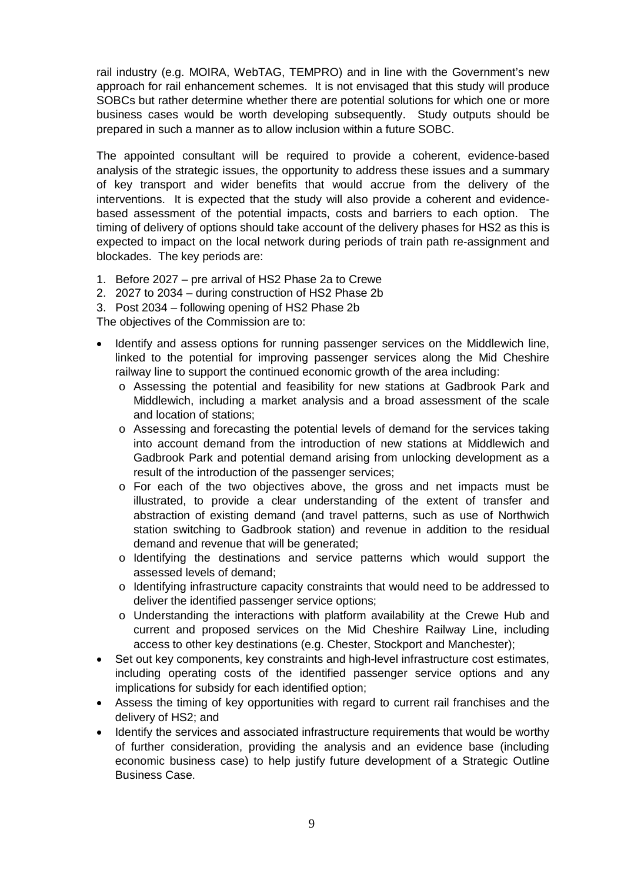rail industry (e.g. MOIRA, WebTAG, TEMPRO) and in line with the Government's new approach for rail enhancement schemes. It is not envisaged that this study will produce SOBCs but rather determine whether there are potential solutions for which one or more business cases would be worth developing subsequently. Study outputs should be prepared in such a manner as to allow inclusion within a future SOBC.

The appointed consultant will be required to provide a coherent, evidence-based analysis of the strategic issues, the opportunity to address these issues and a summary of key transport and wider benefits that would accrue from the delivery of the interventions. It is expected that the study will also provide a coherent and evidence-based assessment of the potential impacts, costs and barriers to each option. The timing of delivery of options should take account of the delivery phases for HS2 as this is expected to impact on the local network during periods of train path re-assignment and blockades. The key periods are:

1. Before 2027 – pre arrival of HS2 Phase 2a to Crewe
2. 2027 to 2034 – during construction of HS2 Phase 2b
3. Post 2034 – following opening of HS2 Phase 2b

The objectives of the Commission are to:

- Identify and assess options for running passenger services on the Middlewich line, linked to the potential for improving passenger services along the Mid Cheshire railway line to support the continued economic growth of the area including:
  - Assessing the potential and feasibility for new stations at Gadbrook Park and Middlewich, including a market analysis and a broad assessment of the scale and location of stations;
  - Assessing and forecasting the potential levels of demand for the services taking into account demand from the introduction of new stations at Middlewich and Gadbrook Park and potential demand arising from unlocking development as a result of the introduction of the passenger services;
  - For each of the two objectives above, the gross and net impacts must be illustrated, to provide a clear understanding of the extent of transfer and abstraction of existing demand (and travel patterns, such as use of Northwich station switching to Gadbrook station) and revenue in addition to the residual demand and revenue that will be generated;
  - Identifying the destinations and service patterns which would support the assessed levels of demand;
  - Identifying infrastructure capacity constraints that would need to be addressed to deliver the identified passenger service options;
  - Understanding the interactions with platform availability at the Crewe Hub and current and proposed services on the Mid Cheshire Railway Line, including access to other key destinations (e.g. Chester, Stockport and Manchester);
- Set out key components, key constraints and high-level infrastructure cost estimates, including operating costs of the identified passenger service options and any implications for subsidy for each identified option;
- Assess the timing of key opportunities with regard to current rail franchises and the delivery of HS2; and
- Identify the services and associated infrastructure requirements that would be worthy of further consideration, providing the analysis and an evidence base (including economic business case) to help justify future development of a Strategic Outline Business Case.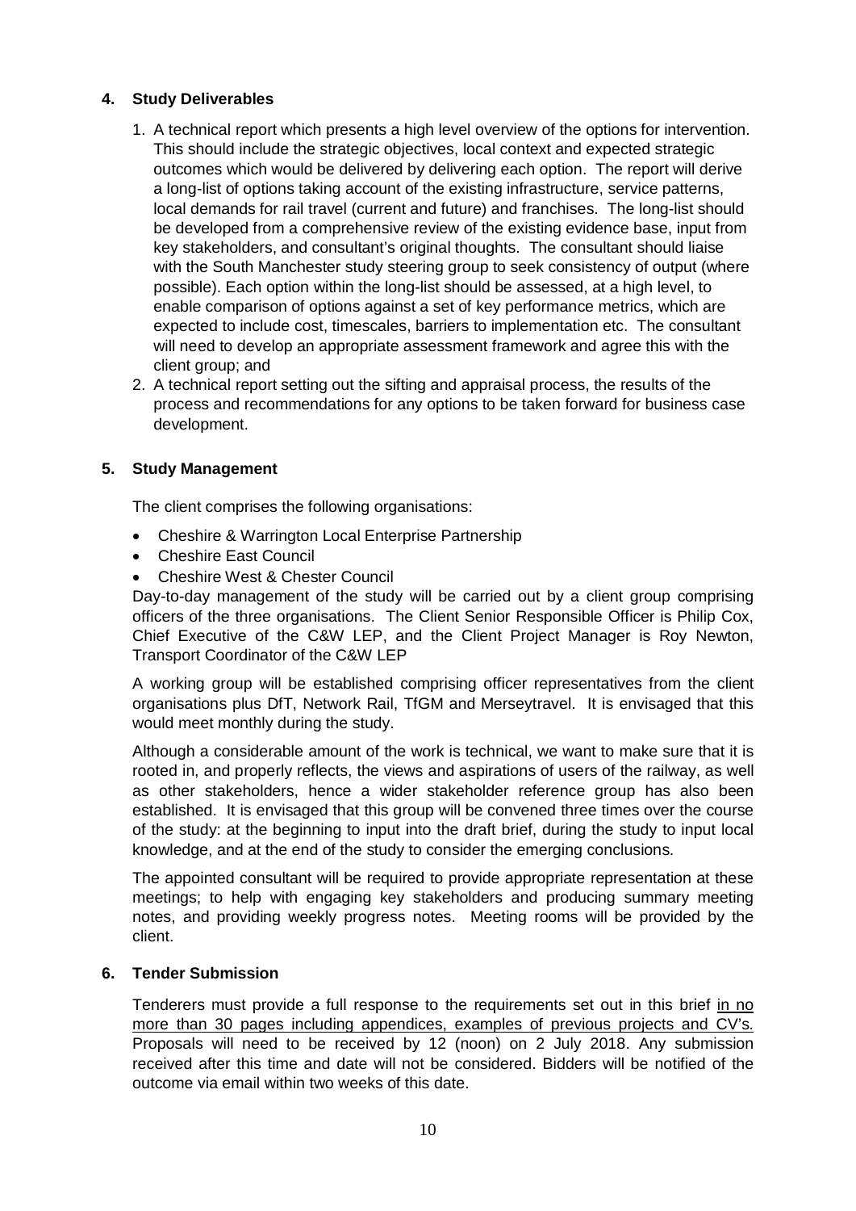## 4. Study Deliverables

1. A technical report which presents a high level overview of the options for intervention. This should include the strategic objectives, local context and expected strategic outcomes which would be delivered by delivering each option. The report will derive a long-list of options taking account of the existing infrastructure, service patterns, local demands for rail travel (current and future) and franchises. The long-list should be developed from a comprehensive review of the existing evidence base, input from key stakeholders, and consultant's original thoughts. The consultant should liaise with the South Manchester study steering group to seek consistency of output (where possible). Each option within the long-list should be assessed, at a high level, to enable comparison of options against a set of key performance metrics, which are expected to include cost, timescales, barriers to implementation etc. The consultant will need to develop an appropriate assessment framework and agree this with the client group; and
2. A technical report setting out the sifting and appraisal process, the results of the process and recommendations for any options to be taken forward for business case development.

## 5. Study Management

The client comprises the following organisations:

- Cheshire & Warrington Local Enterprise Partnership
- Cheshire East Council
- Cheshire West & Chester Council

Day-to-day management of the study will be carried out by a client group comprising officers of the three organisations. The Client Senior Responsible Officer is Philip Cox, Chief Executive of the C&W LEP, and the Client Project Manager is Roy Newton, Transport Coordinator of the C&W LEP

A working group will be established comprising officer representatives from the client organisations plus DfT, Network Rail, TfGM and Merseytravel. It is envisaged that this would meet monthly during the study.

Although a considerable amount of the work is technical, we want to make sure that it is rooted in, and properly reflects, the views and aspirations of users of the railway, as well as other stakeholders, hence a wider stakeholder reference group has also been established. It is envisaged that this group will be convened three times over the course of the study: at the beginning to input into the draft brief, during the study to input local knowledge, and at the end of the study to consider the emerging conclusions.

The appointed consultant will be required to provide appropriate representation at these meetings; to help with engaging key stakeholders and producing summary meeting notes, and providing weekly progress notes. Meeting rooms will be provided by the client.

## 6. Tender Submission

Tenderers must provide a full response to the requirements set out in this brief <u>in no more than 30 pages including appendices, examples of previous projects and CV's.</u> Proposals will need to be received by 12 (noon) on 2 July 2018. Any submission received after this time and date will not be considered. Bidders will be notified of the outcome via email within two weeks of this date.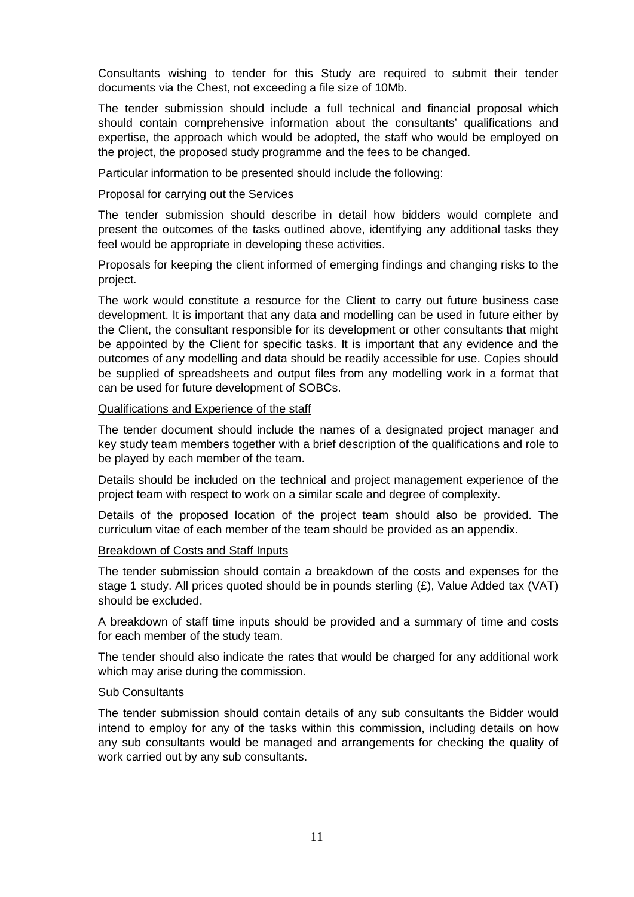Consultants wishing to tender for this Study are required to submit their tender documents via the Chest, not exceeding a file size of 10Mb.

The tender submission should include a full technical and financial proposal which should contain comprehensive information about the consultants' qualifications and expertise, the approach which would be adopted, the staff who would be employed on the project, the proposed study programme and the fees to be changed.

Particular information to be presented should include the following:

<u>Proposal for carrying out the Services</u>

The tender submission should describe in detail how bidders would complete and present the outcomes of the tasks outlined above, identifying any additional tasks they feel would be appropriate in developing these activities.

Proposals for keeping the client informed of emerging findings and changing risks to the project.

The work would constitute a resource for the Client to carry out future business case development. It is important that any data and modelling can be used in future either by the Client, the consultant responsible for its development or other consultants that might be appointed by the Client for specific tasks. It is important that any evidence and the outcomes of any modelling and data should be readily accessible for use. Copies should be supplied of spreadsheets and output files from any modelling work in a format that can be used for future development of SOBCs.

<u>Qualifications and Experience of the staff</u>

The tender document should include the names of a designated project manager and key study team members together with a brief description of the qualifications and role to be played by each member of the team.

Details should be included on the technical and project management experience of the project team with respect to work on a similar scale and degree of complexity.

Details of the proposed location of the project team should also be provided. The curriculum vitae of each member of the team should be provided as an appendix.

<u>Breakdown of Costs and Staff Inputs</u>

The tender submission should contain a breakdown of the costs and expenses for the stage 1 study. All prices quoted should be in pounds sterling (£), Value Added tax (VAT) should be excluded.

A breakdown of staff time inputs should be provided and a summary of time and costs for each member of the study team.

The tender should also indicate the rates that would be charged for any additional work which may arise during the commission.

<u>Sub Consultants</u>

The tender submission should contain details of any sub consultants the Bidder would intend to employ for any of the tasks within this commission, including details on how any sub consultants would be managed and arrangements for checking the quality of work carried out by any sub consultants.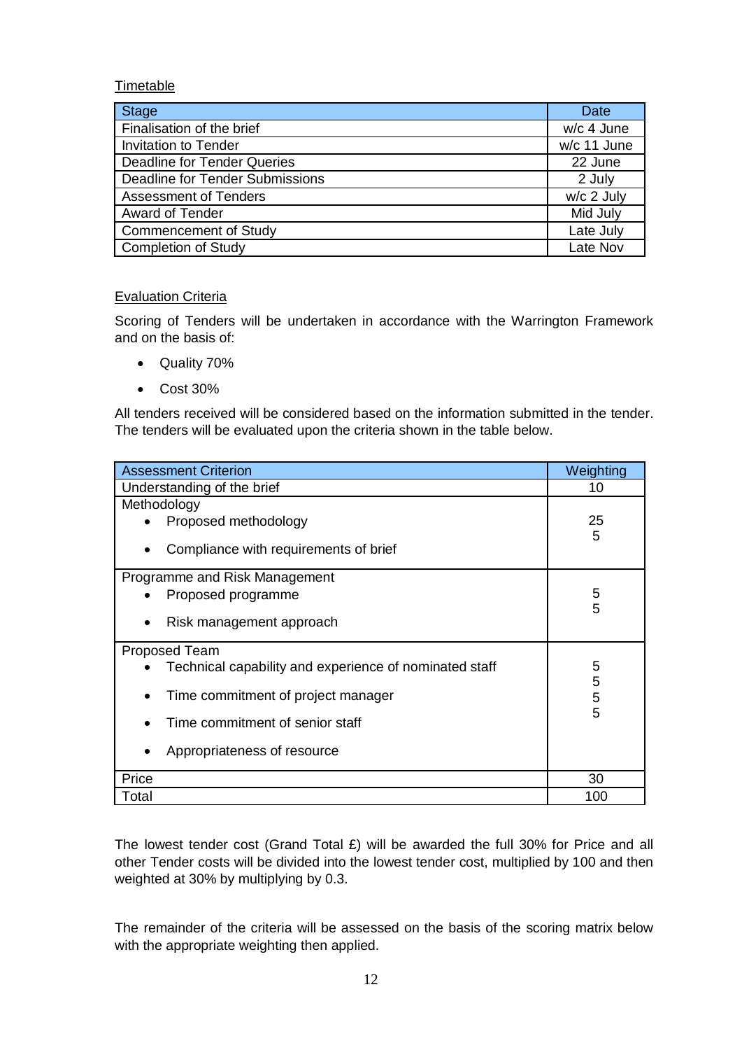Timetable

| Stage | Date |
|---|---|
| Finalisation of the brief | w/c 4 June |
| Invitation to Tender | w/c 11 June |
| Deadline for Tender Queries | 22 June |
| Deadline for Tender Submissions | 2 July |
| Assessment of Tenders | w/c 2 July |
| Award of Tender | Mid July |
| Commencement of Study | Late July |
| Completion of Study | Late Nov |

Evaluation Criteria

Scoring of Tenders will be undertaken in accordance with the Warrington Framework and on the basis of:

- Quality 70%
- Cost 30%

All tenders received will be considered based on the information submitted in the tender. The tenders will be evaluated upon the criteria shown in the table below.

| Assessment Criterion | Weighting |
|---|---|
| Understanding of the brief | 10 |
| Methodology<br>• Proposed methodology<br>• Compliance with requirements of brief | 25<br>5 |
| Programme and Risk Management<br>• Proposed programme<br>• Risk management approach | 5<br>5 |
| Proposed Team<br>• Technical capability and experience of nominated staff<br>• Time commitment of project manager<br>• Time commitment of senior staff<br>• Appropriateness of resource | 5<br>5<br>5<br>5 |
| Price | 30 |
| Total | 100 |

The lowest tender cost (Grand Total £) will be awarded the full 30% for Price and all other Tender costs will be divided into the lowest tender cost, multiplied by 100 and then weighted at 30% by multiplying by 0.3.

The remainder of the criteria will be assessed on the basis of the scoring matrix below with the appropriate weighting then applied.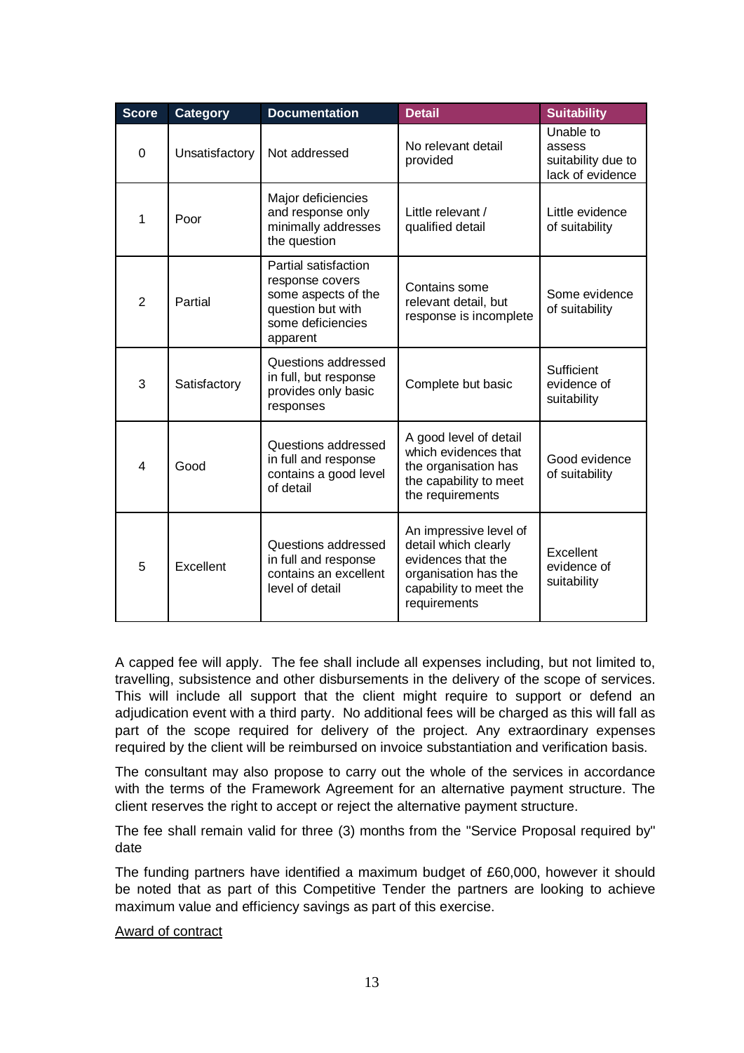| Score | Category | Documentation | Detail | Suitability |
|---|---|---|---|---|
| 0 | Unsatisfactory | Not addressed | No relevant detail provided | Unable to assess suitability due to lack of evidence |
| 1 | Poor | Major deficiencies and response only minimally addresses the question | Little relevant / qualified detail | Little evidence of suitability |
| 2 | Partial | Partial satisfaction response covers some aspects of the question but with some deficiencies apparent | Contains some relevant detail, but response is incomplete | Some evidence of suitability |
| 3 | Satisfactory | Questions addressed in full, but response provides only basic responses | Complete but basic | Sufficient evidence of suitability |
| 4 | Good | Questions addressed in full and response contains a good level of detail | A good level of detail which evidences that the organisation has the capability to meet the requirements | Good evidence of suitability |
| 5 | Excellent | Questions addressed in full and response contains an excellent level of detail | An impressive level of detail which clearly evidences that the organisation has the capability to meet the requirements | Excellent evidence of suitability |

A capped fee will apply. The fee shall include all expenses including, but not limited to, travelling, subsistence and other disbursements in the delivery of the scope of services. This will include all support that the client might require to support or defend an adjudication event with a third party. No additional fees will be charged as this will fall as part of the scope required for delivery of the project. Any extraordinary expenses required by the client will be reimbursed on invoice substantiation and verification basis.

The consultant may also propose to carry out the whole of the services in accordance with the terms of the Framework Agreement for an alternative payment structure. The client reserves the right to accept or reject the alternative payment structure.

The fee shall remain valid for three (3) months from the "Service Proposal required by" date

The funding partners have identified a maximum budget of £60,000, however it should be noted that as part of this Competitive Tender the partners are looking to achieve maximum value and efficiency savings as part of this exercise.

<u>Award of contract</u>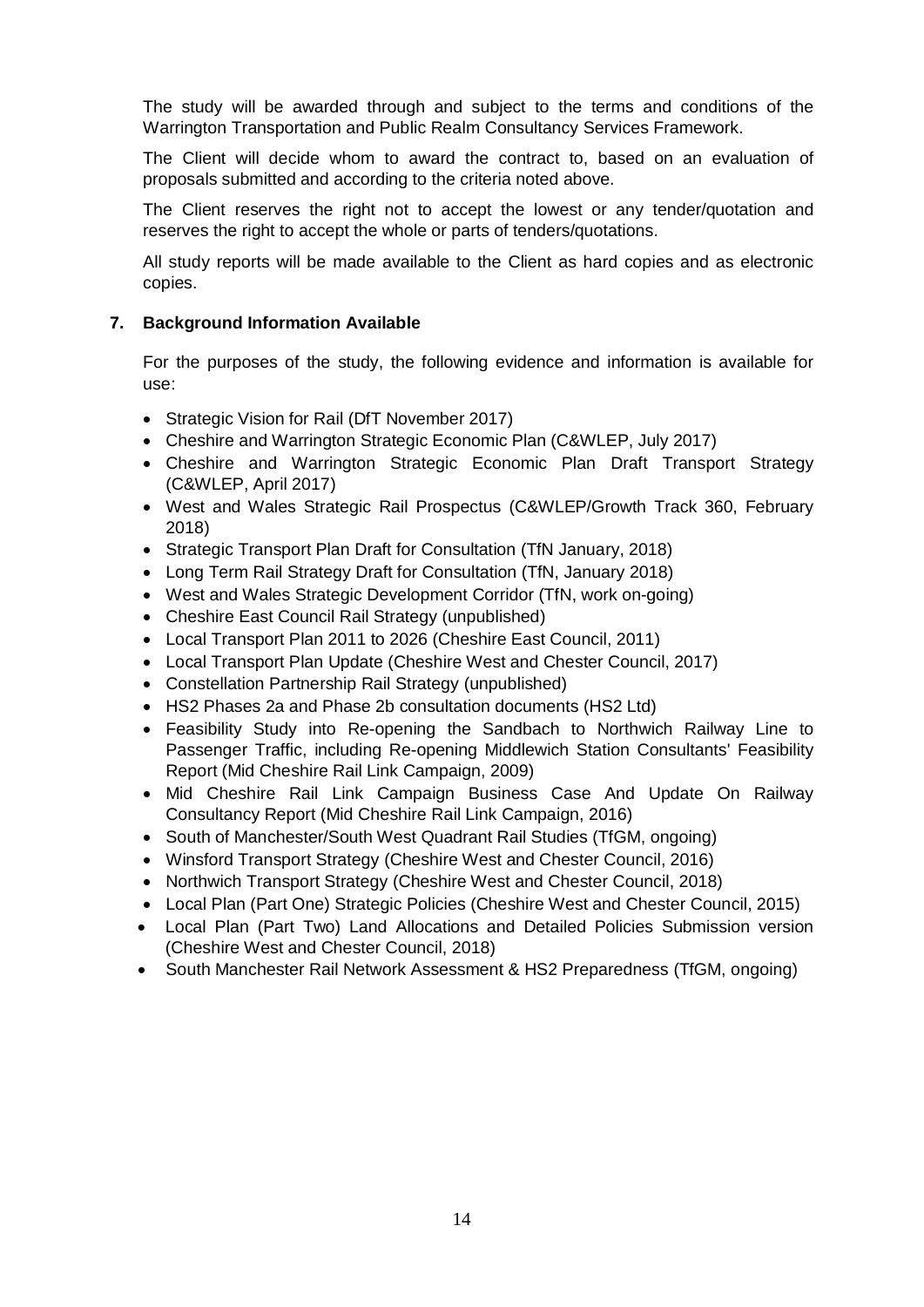The study will be awarded through and subject to the terms and conditions of the Warrington Transportation and Public Realm Consultancy Services Framework.

The Client will decide whom to award the contract to, based on an evaluation of proposals submitted and according to the criteria noted above.

The Client reserves the right not to accept the lowest or any tender/quotation and reserves the right to accept the whole or parts of tenders/quotations.

All study reports will be made available to the Client as hard copies and as electronic copies.

## 7. Background Information Available

For the purposes of the study, the following evidence and information is available for use:

- Strategic Vision for Rail (DfT November 2017)
- Cheshire and Warrington Strategic Economic Plan (C&WLEP, July 2017)
- Cheshire and Warrington Strategic Economic Plan Draft Transport Strategy (C&WLEP, April 2017)
- West and Wales Strategic Rail Prospectus (C&WLEP/Growth Track 360, February 2018)
- Strategic Transport Plan Draft for Consultation (TfN January, 2018)
- Long Term Rail Strategy Draft for Consultation (TfN, January 2018)
- West and Wales Strategic Development Corridor (TfN, work on-going)
- Cheshire East Council Rail Strategy (unpublished)
- Local Transport Plan 2011 to 2026 (Cheshire East Council, 2011)
- Local Transport Plan Update (Cheshire West and Chester Council, 2017)
- Constellation Partnership Rail Strategy (unpublished)
- HS2 Phases 2a and Phase 2b consultation documents (HS2 Ltd)
- Feasibility Study into Re-opening the Sandbach to Northwich Railway Line to Passenger Traffic, including Re-opening Middlewich Station Consultants' Feasibility Report (Mid Cheshire Rail Link Campaign, 2009)
- Mid Cheshire Rail Link Campaign Business Case And Update On Railway Consultancy Report (Mid Cheshire Rail Link Campaign, 2016)
- South of Manchester/South West Quadrant Rail Studies (TfGM, ongoing)
- Winsford Transport Strategy (Cheshire West and Chester Council, 2016)
- Northwich Transport Strategy (Cheshire West and Chester Council, 2018)
- Local Plan (Part One) Strategic Policies (Cheshire West and Chester Council, 2015)
- Local Plan (Part Two) Land Allocations and Detailed Policies Submission version (Cheshire West and Chester Council, 2018)
- South Manchester Rail Network Assessment & HS2 Preparedness (TfGM, ongoing)